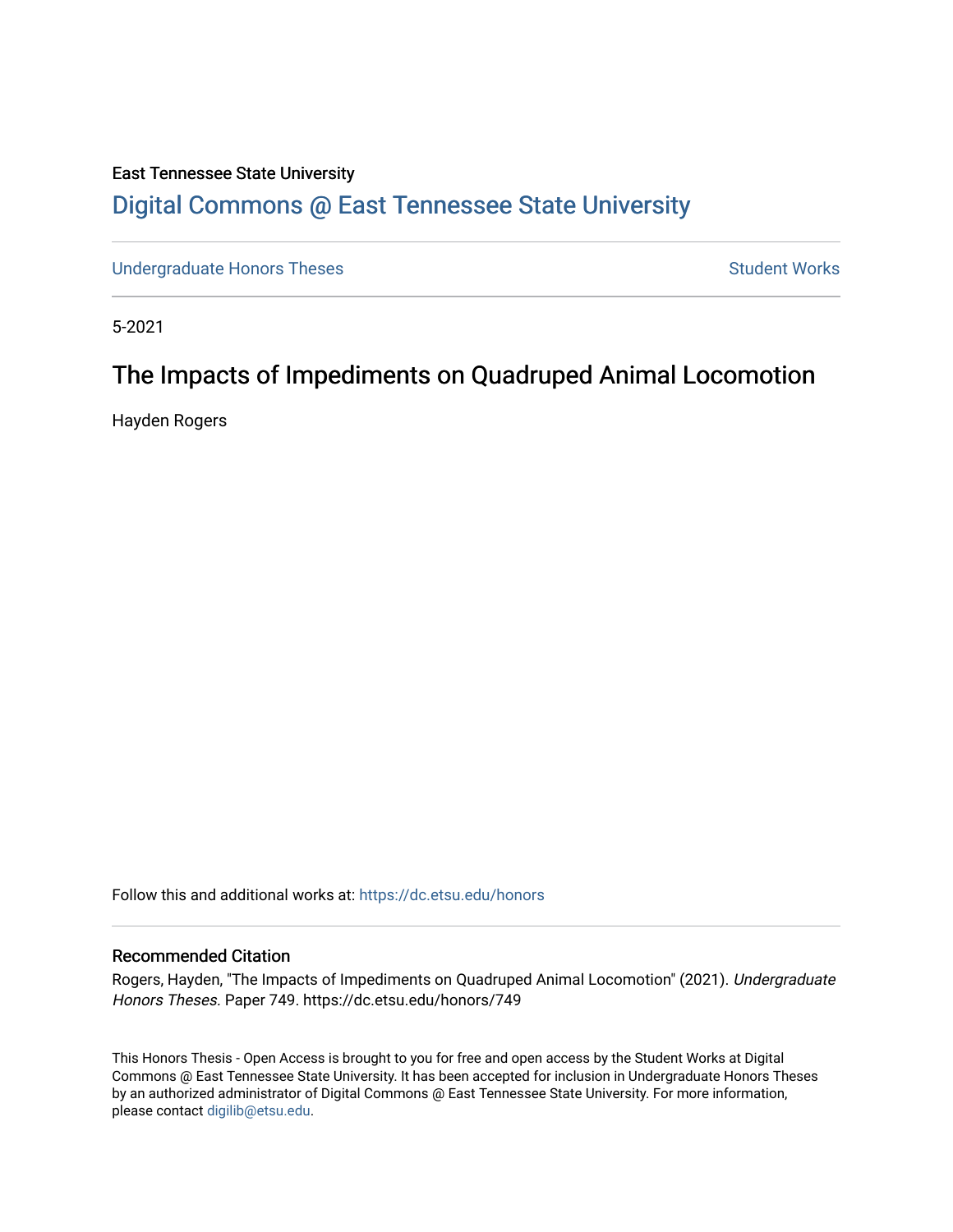East Tennessee State University

# Digital Commons @ East Tennessee State University

Undergraduate Honors Theses | Student Works

5-2021

## The Impacts of Impediments on Quadruped Animal Locomotion

Hayden Rogers

Follow this and additional works at: https://dc.etsu.edu/honors

### Recommended Citation

Rogers, Hayden, "The Impacts of Impediments on Quadruped Animal Locomotion" (2021). *Undergraduate Honors Theses.* Paper 749. https://dc.etsu.edu/honors/749

This Honors Thesis - Open Access is brought to you for free and open access by the Student Works at Digital Commons @ East Tennessee State University. It has been accepted for inclusion in Undergraduate Honors Theses by an authorized administrator of Digital Commons @ East Tennessee State University. For more information, please contact digilib@etsu.edu.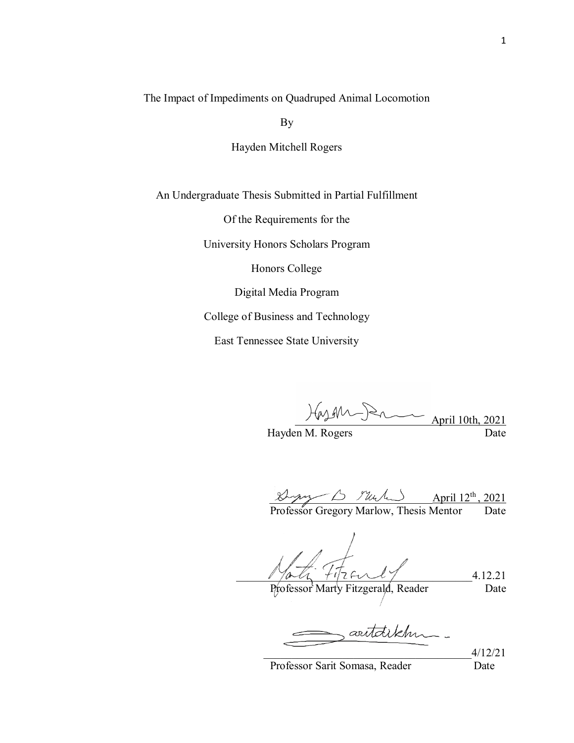The Impact of Impediments on Quadruped Animal Locomotion

By

Hayden Mitchell Rogers

An Undergraduate Thesis Submitted in Partial Fulfillment

Of the Requirements for the

University Honors Scholars Program

Honors College

Digital Media Program

College of Business and Technology

East Tennessee State University

Hayden M. Rogers — April 10th, 2021 (Date)

Professor Gregory Marlow, Thesis Mentor — April 12th, 2021 (Date)

Professor Marty Fitzgerald, Reader — 4.12.21 (Date)

Professor Sarit Somasa, Reader — 4/12/21 (Date)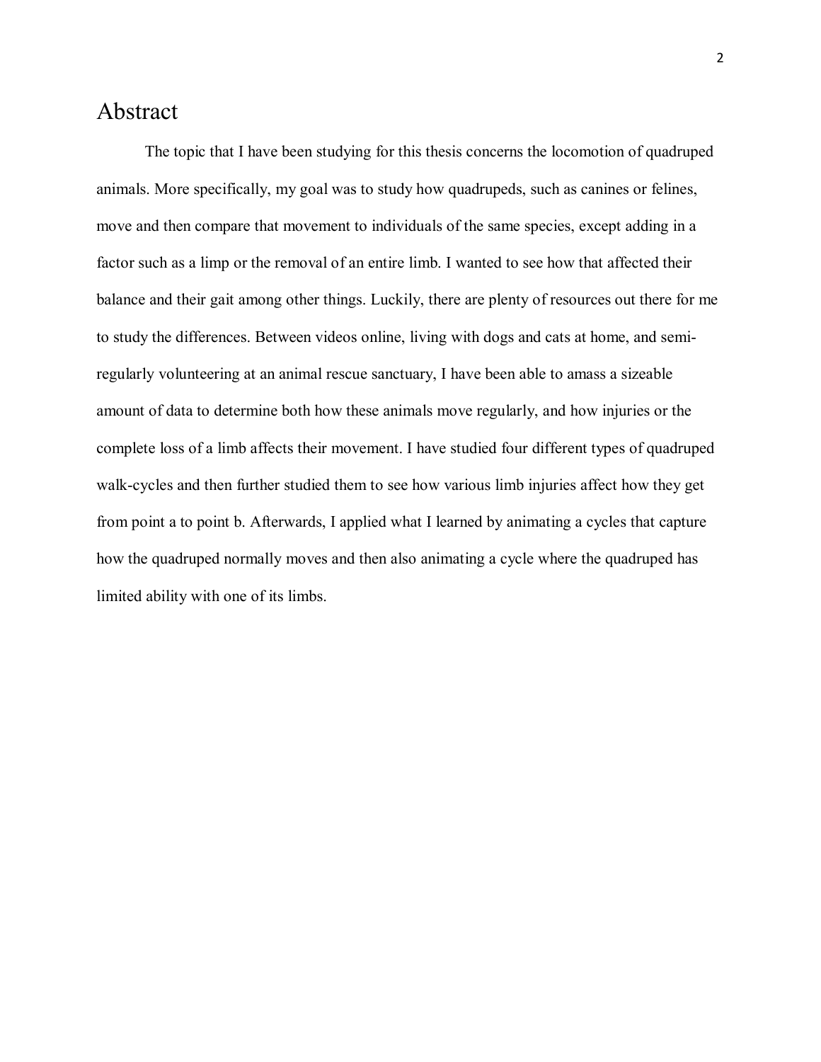# Abstract

The topic that I have been studying for this thesis concerns the locomotion of quadruped animals. More specifically, my goal was to study how quadrupeds, such as canines or felines, move and then compare that movement to individuals of the same species, except adding in a factor such as a limp or the removal of an entire limb. I wanted to see how that affected their balance and their gait among other things. Luckily, there are plenty of resources out there for me to study the differences. Between videos online, living with dogs and cats at home, and semi-regularly volunteering at an animal rescue sanctuary, I have been able to amass a sizeable amount of data to determine both how these animals move regularly, and how injuries or the complete loss of a limb affects their movement. I have studied four different types of quadruped walk-cycles and then further studied them to see how various limb injuries affect how they get from point a to point b. Afterwards, I applied what I learned by animating a cycles that capture how the quadruped normally moves and then also animating a cycle where the quadruped has limited ability with one of its limbs.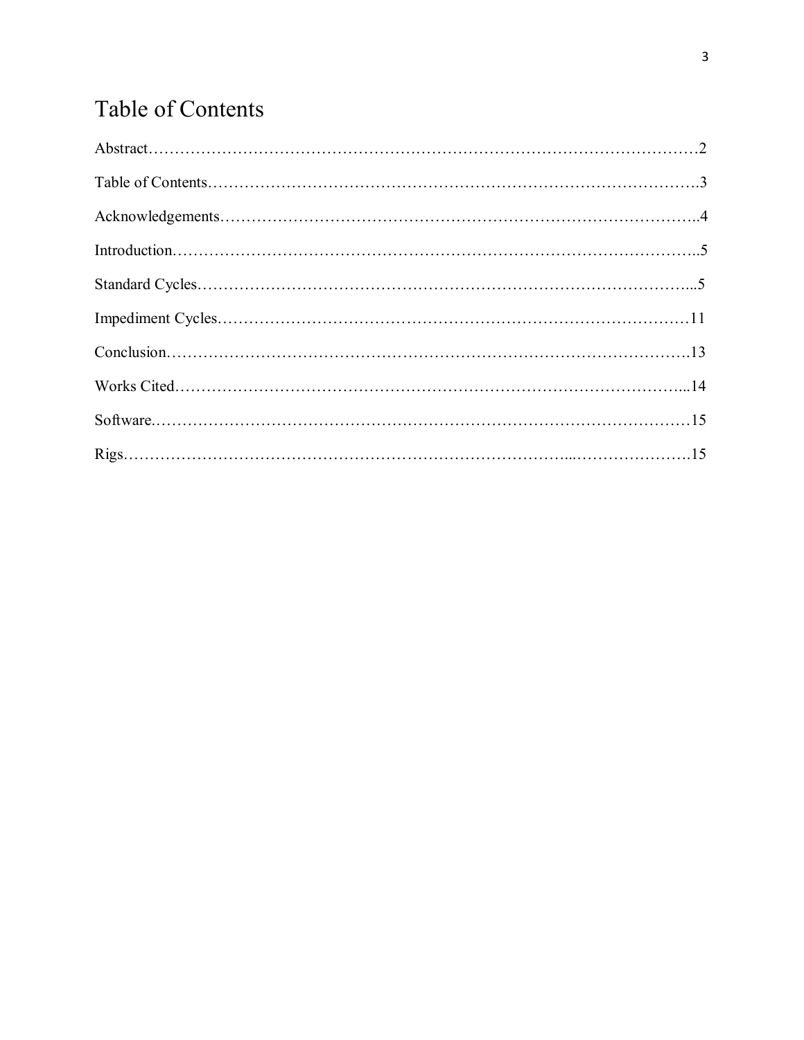# Table of Contents

Abstract…………………………………………………………………………………………2

Table of Contents……………………………………………………………………………….3

Acknowledgements……………………………………………………………………………..4

Introduction……………………………………………………………………………………..5

Standard Cycles………………………………………………………………………………...5

Impediment Cycles……………………………………………………………………………11

Conclusion……………………………………………………………………………………….13

Works Cited…………………………………………………………………………………...14

Software…………………………………………………………………………………………15

Rigs………………………………………………………………………...…………………….15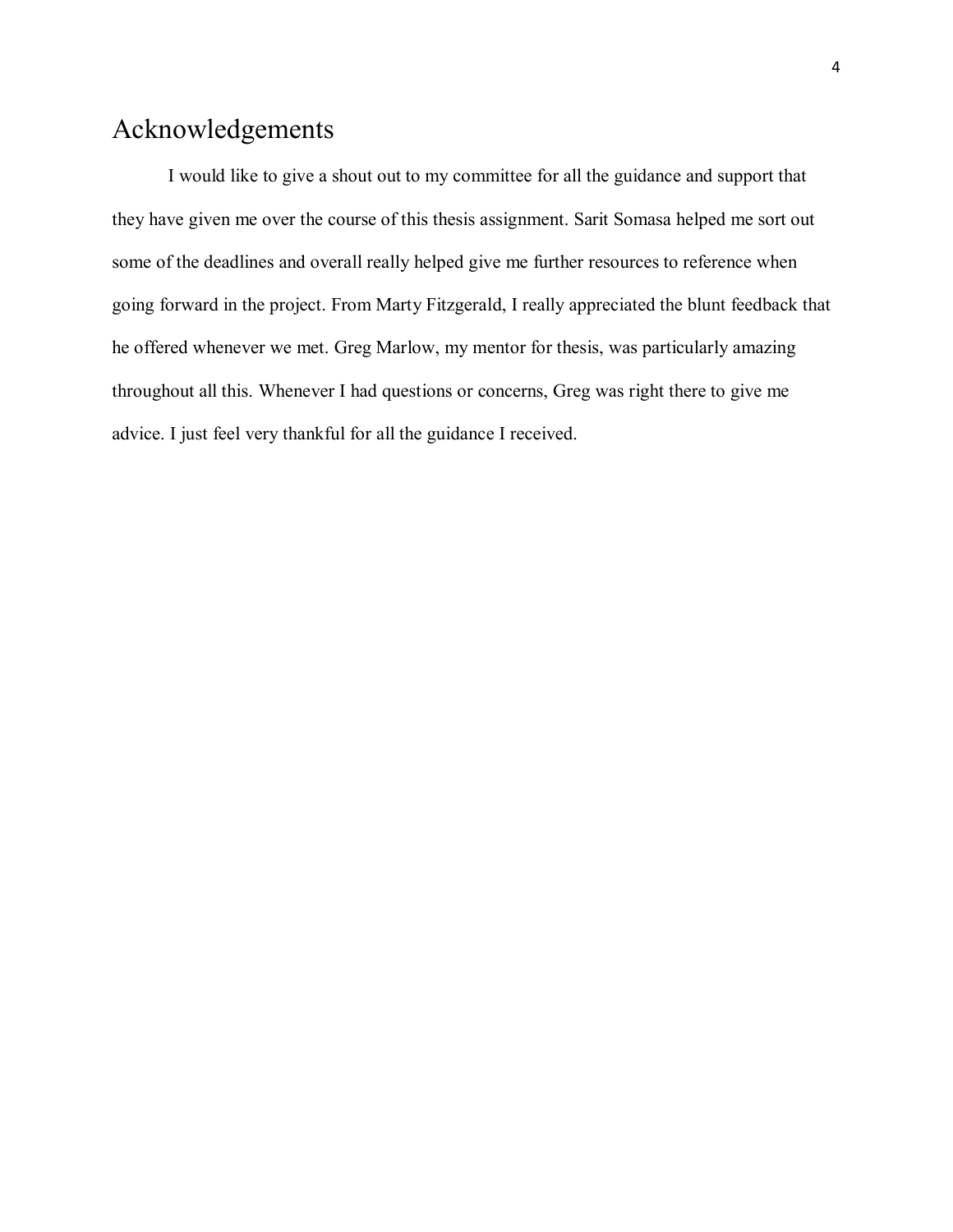# Acknowledgements

I would like to give a shout out to my committee for all the guidance and support that they have given me over the course of this thesis assignment. Sarit Somasa helped me sort out some of the deadlines and overall really helped give me further resources to reference when going forward in the project. From Marty Fitzgerald, I really appreciated the blunt feedback that he offered whenever we met. Greg Marlow, my mentor for thesis, was particularly amazing throughout all this. Whenever I had questions or concerns, Greg was right there to give me advice. I just feel very thankful for all the guidance I received.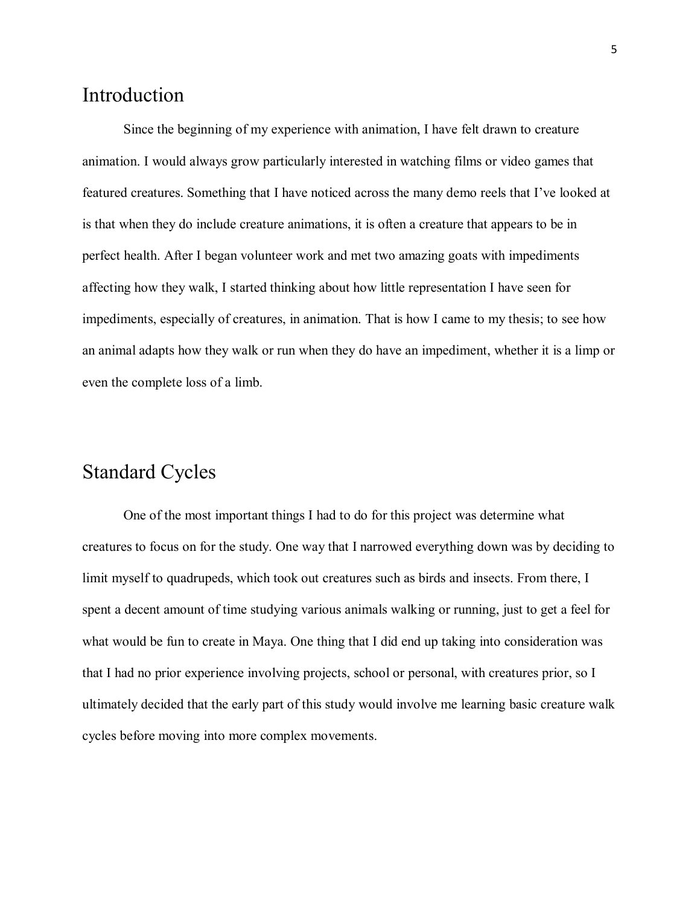# Introduction

Since the beginning of my experience with animation, I have felt drawn to creature animation. I would always grow particularly interested in watching films or video games that featured creatures. Something that I have noticed across the many demo reels that I've looked at is that when they do include creature animations, it is often a creature that appears to be in perfect health. After I began volunteer work and met two amazing goats with impediments affecting how they walk, I started thinking about how little representation I have seen for impediments, especially of creatures, in animation. That is how I came to my thesis; to see how an animal adapts how they walk or run when they do have an impediment, whether it is a limp or even the complete loss of a limb.

# Standard Cycles

One of the most important things I had to do for this project was determine what creatures to focus on for the study. One way that I narrowed everything down was by deciding to limit myself to quadrupeds, which took out creatures such as birds and insects. From there, I spent a decent amount of time studying various animals walking or running, just to get a feel for what would be fun to create in Maya. One thing that I did end up taking into consideration was that I had no prior experience involving projects, school or personal, with creatures prior, so I ultimately decided that the early part of this study would involve me learning basic creature walk cycles before moving into more complex movements.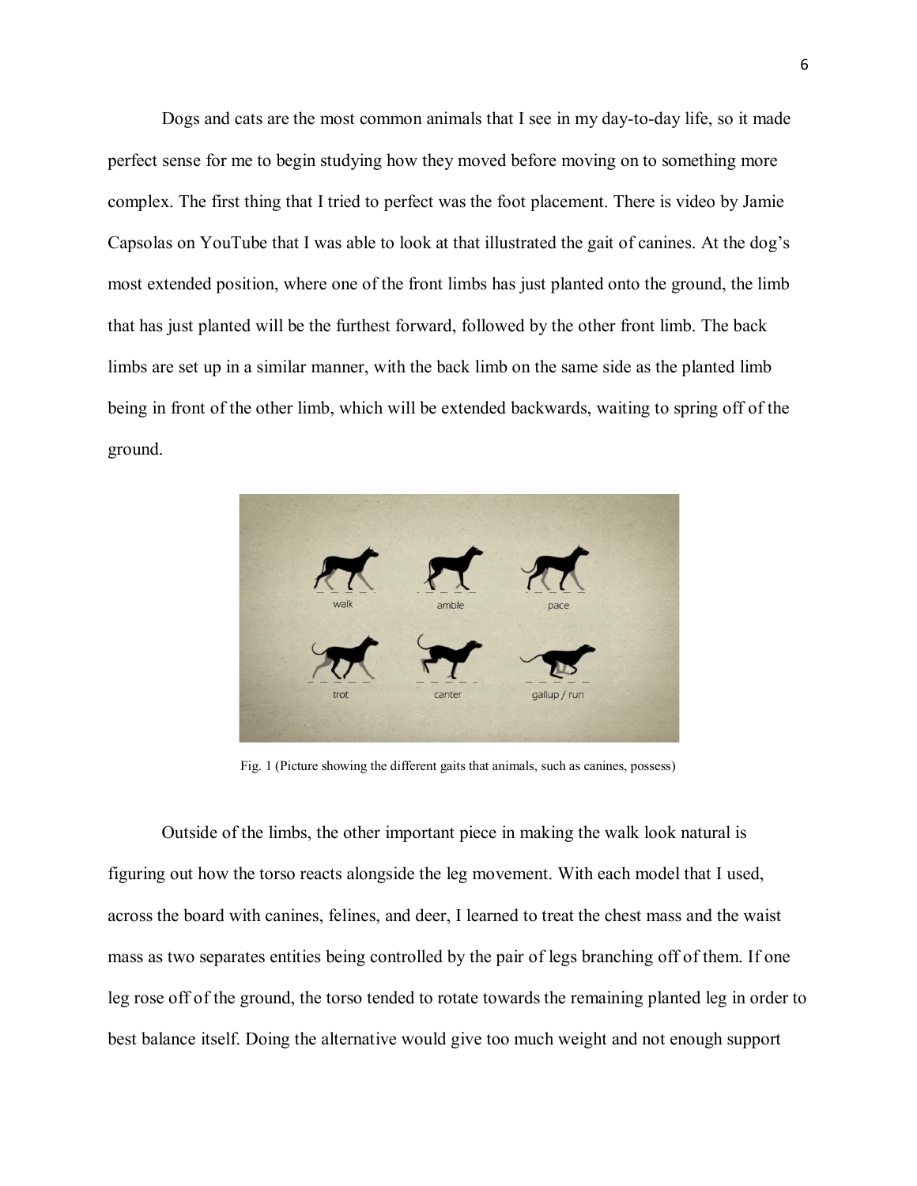Dogs and cats are the most common animals that I see in my day-to-day life, so it made perfect sense for me to begin studying how they moved before moving on to something more complex. The first thing that I tried to perfect was the foot placement. There is video by Jamie Capsolas on YouTube that I was able to look at that illustrated the gait of canines. At the dog's most extended position, where one of the front limbs has just planted onto the ground, the limb that has just planted will be the furthest forward, followed by the other front limb. The back limbs are set up in a similar manner, with the back limb on the same side as the planted limb being in front of the other limb, which will be extended backwards, waiting to spring off of the ground.

Fig. 1 (Picture showing the different gaits that animals, such as canines, possess)

Outside of the limbs, the other important piece in making the walk look natural is figuring out how the torso reacts alongside the leg movement. With each model that I used, across the board with canines, felines, and deer, I learned to treat the chest mass and the waist mass as two separates entities being controlled by the pair of legs branching off of them. If one leg rose off of the ground, the torso tended to rotate towards the remaining planted leg in order to best balance itself. Doing the alternative would give too much weight and not enough support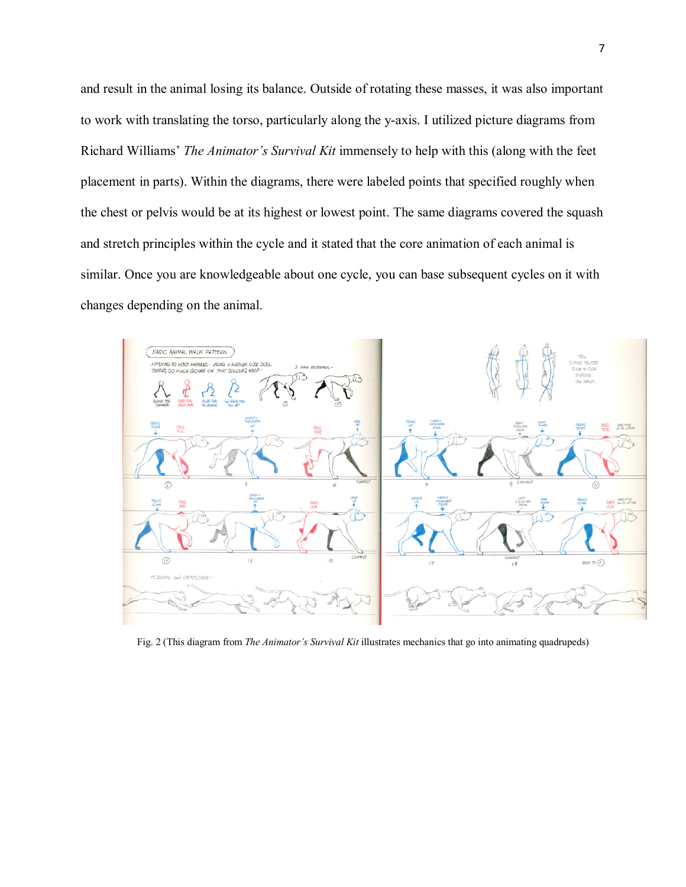and result in the animal losing its balance. Outside of rotating these masses, it was also important to work with translating the torso, particularly along the y-axis. I utilized picture diagrams from Richard Williams' *The Animator's Survival Kit* immensely to help with this (along with the feet placement in parts). Within the diagrams, there were labeled points that specified roughly when the chest or pelvis would be at its highest or lowest point. The same diagrams covered the squash and stretch principles within the cycle and it stated that the core animation of each animal is similar. Once you are knowledgeable about one cycle, you can base subsequent cycles on it with changes depending on the animal.

Fig. 2 (This diagram from *The Animator's Survival Kit* illustrates mechanics that go into animating quadrupeds)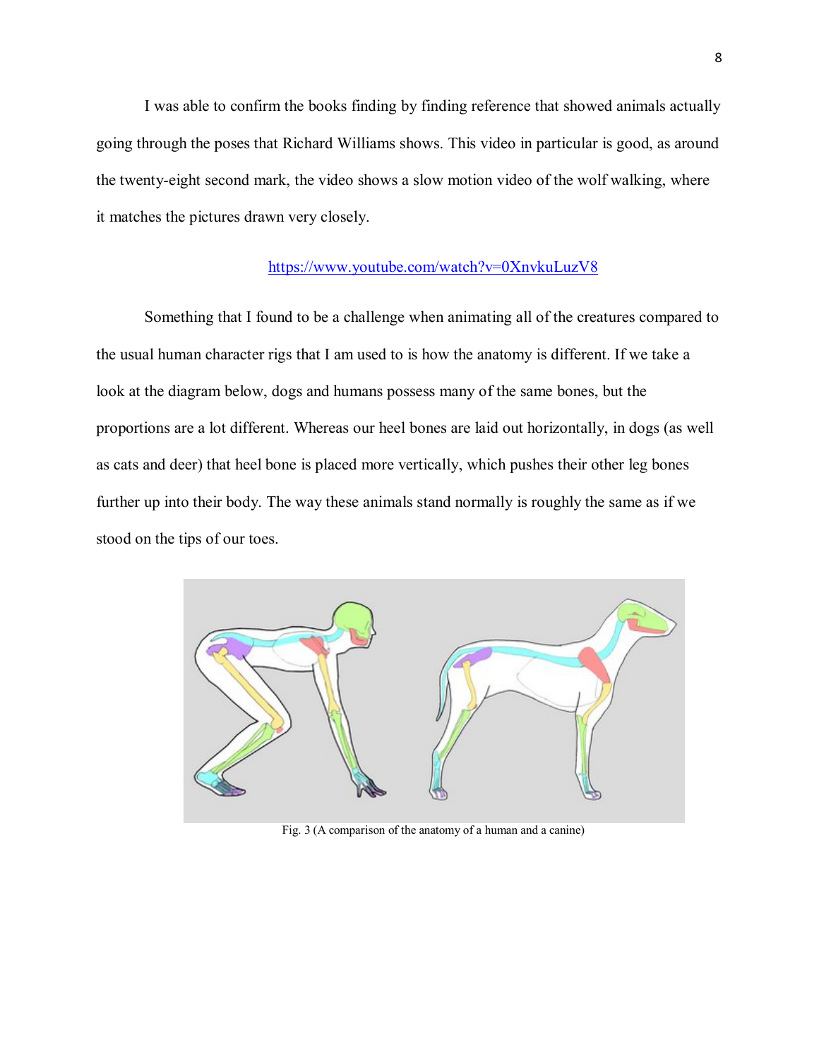I was able to confirm the books finding by finding reference that showed animals actually going through the poses that Richard Williams shows. This video in particular is good, as around the twenty-eight second mark, the video shows a slow motion video of the wolf walking, where it matches the pictures drawn very closely.

https://www.youtube.com/watch?v=0XnvkuLuzV8

Something that I found to be a challenge when animating all of the creatures compared to the usual human character rigs that I am used to is how the anatomy is different. If we take a look at the diagram below, dogs and humans possess many of the same bones, but the proportions are a lot different. Whereas our heel bones are laid out horizontally, in dogs (as well as cats and deer) that heel bone is placed more vertically, which pushes their other leg bones further up into their body. The way these animals stand normally is roughly the same as if we stood on the tips of our toes.

Fig. 3 (A comparison of the anatomy of a human and a canine)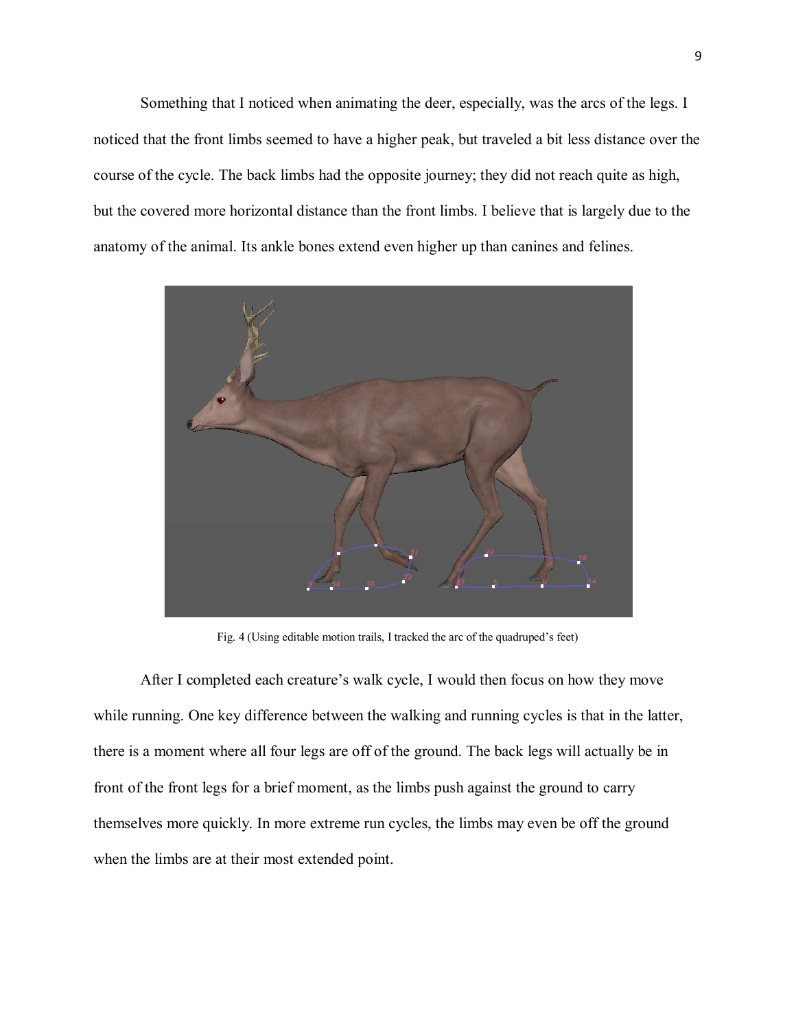Something that I noticed when animating the deer, especially, was the arcs of the legs. I noticed that the front limbs seemed to have a higher peak, but traveled a bit less distance over the course of the cycle. The back limbs had the opposite journey; they did not reach quite as high, but the covered more horizontal distance than the front limbs. I believe that is largely due to the anatomy of the animal. Its ankle bones extend even higher up than canines and felines.

Fig. 4 (Using editable motion trails, I tracked the arc of the quadruped's feet)

After I completed each creature's walk cycle, I would then focus on how they move while running. One key difference between the walking and running cycles is that in the latter, there is a moment where all four legs are off of the ground. The back legs will actually be in front of the front legs for a brief moment, as the limbs push against the ground to carry themselves more quickly. In more extreme run cycles, the limbs may even be off the ground when the limbs are at their most extended point.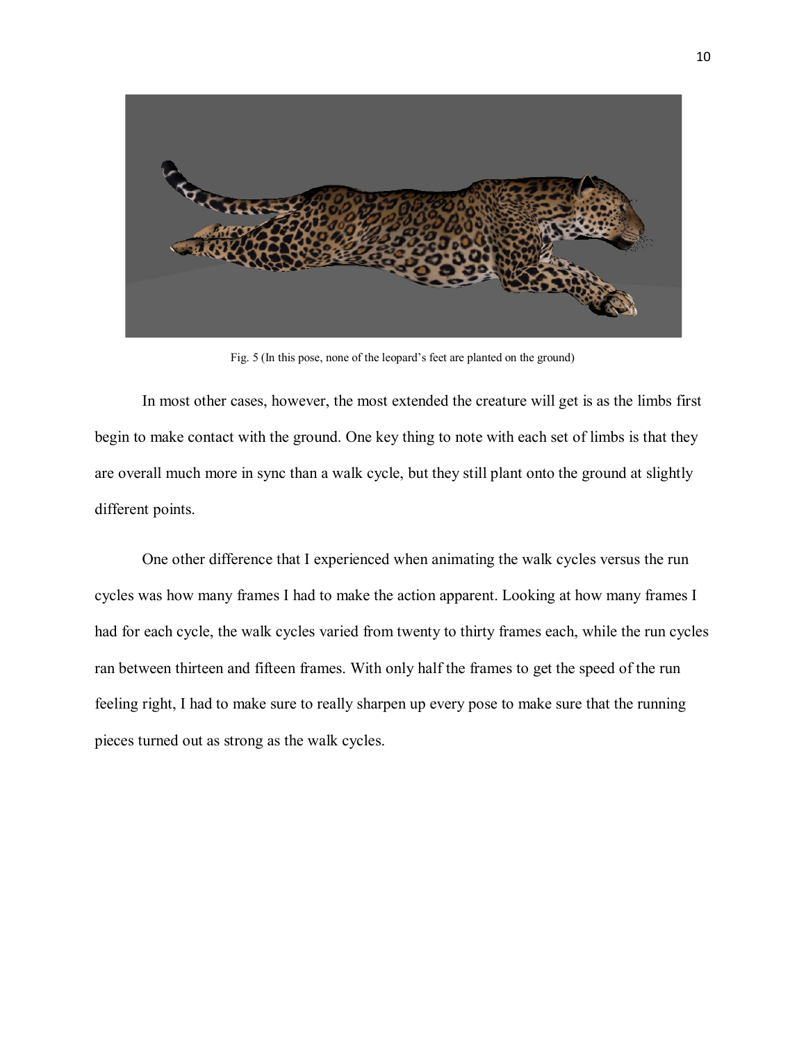Fig. 5 (In this pose, none of the leopard's feet are planted on the ground)

In most other cases, however, the most extended the creature will get is as the limbs first begin to make contact with the ground. One key thing to note with each set of limbs is that they are overall much more in sync than a walk cycle, but they still plant onto the ground at slightly different points.

One other difference that I experienced when animating the walk cycles versus the run cycles was how many frames I had to make the action apparent. Looking at how many frames I had for each cycle, the walk cycles varied from twenty to thirty frames each, while the run cycles ran between thirteen and fifteen frames. With only half the frames to get the speed of the run feeling right, I had to make sure to really sharpen up every pose to make sure that the running pieces turned out as strong as the walk cycles.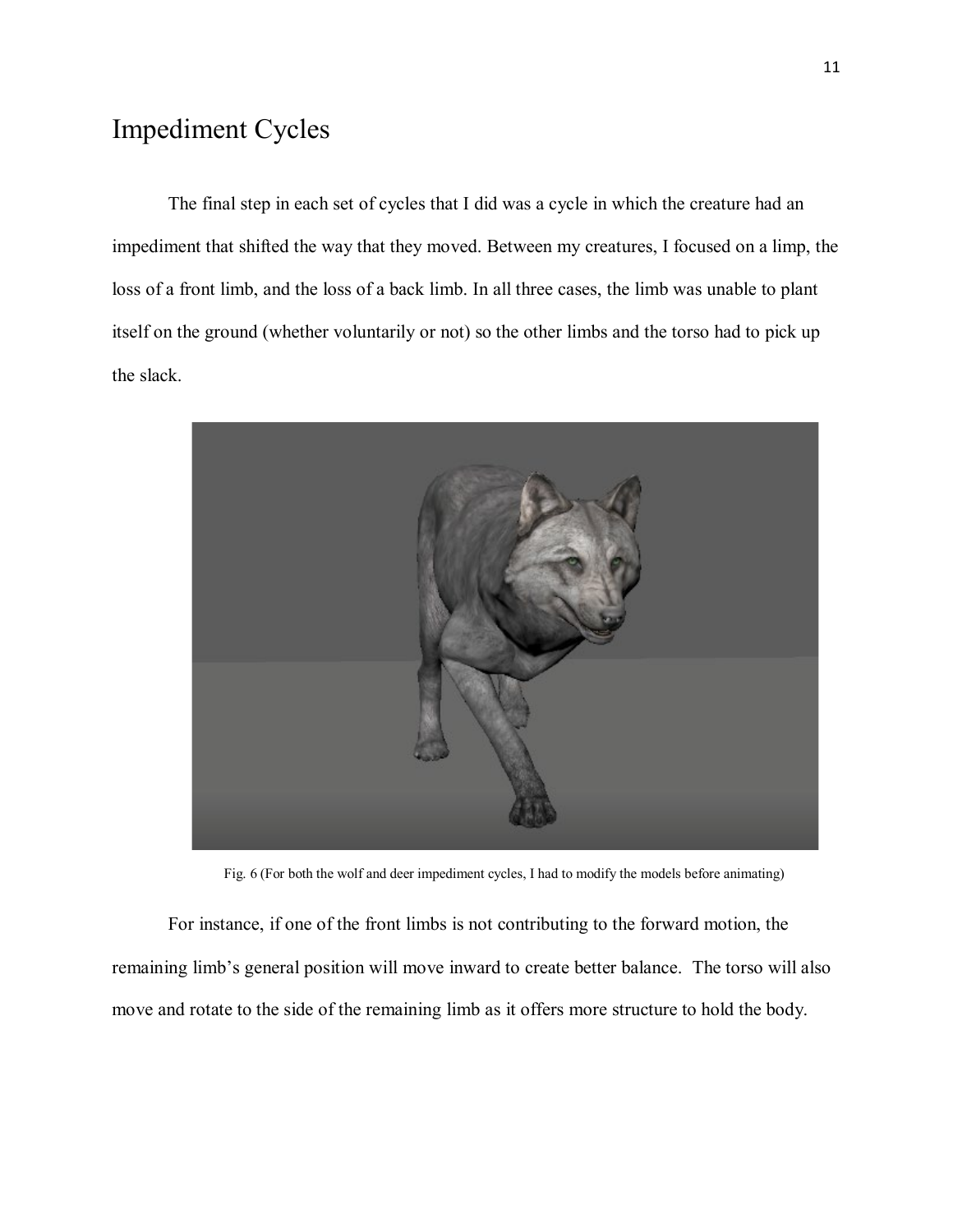# Impediment Cycles

The final step in each set of cycles that I did was a cycle in which the creature had an impediment that shifted the way that they moved. Between my creatures, I focused on a limp, the loss of a front limb, and the loss of a back limb. In all three cases, the limb was unable to plant itself on the ground (whether voluntarily or not) so the other limbs and the torso had to pick up the slack.

Fig. 6 (For both the wolf and deer impediment cycles, I had to modify the models before animating)

For instance, if one of the front limbs is not contributing to the forward motion, the remaining limb's general position will move inward to create better balance. The torso will also move and rotate to the side of the remaining limb as it offers more structure to hold the body.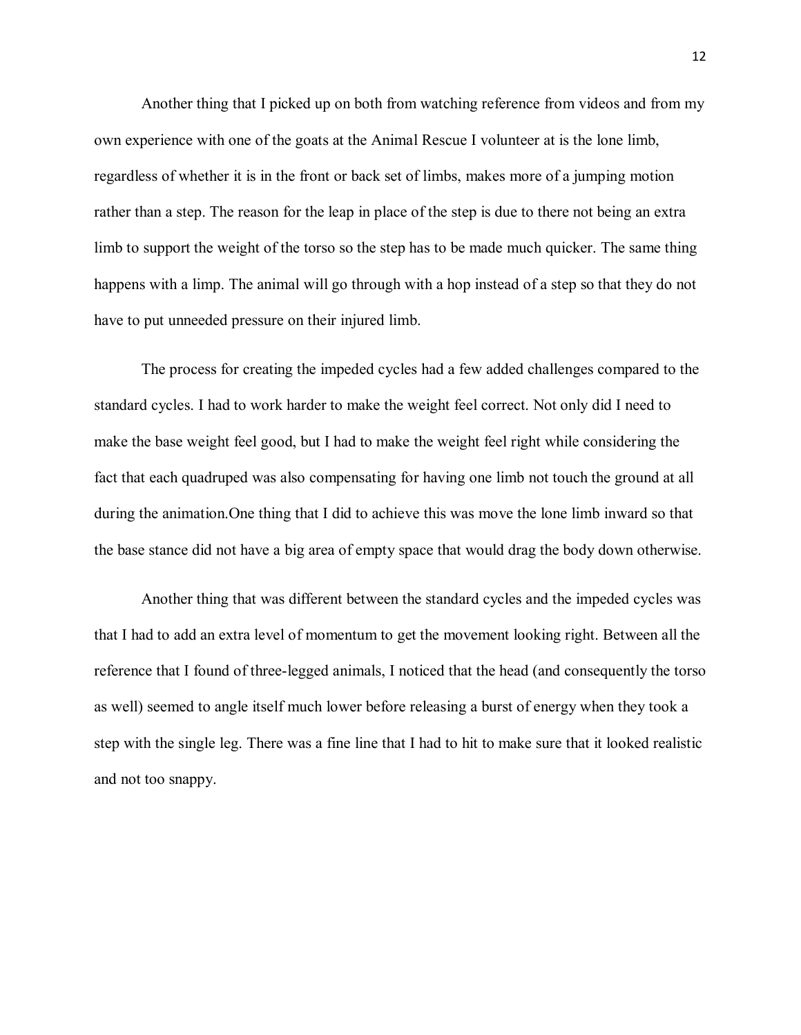Another thing that I picked up on both from watching reference from videos and from my own experience with one of the goats at the Animal Rescue I volunteer at is the lone limb, regardless of whether it is in the front or back set of limbs, makes more of a jumping motion rather than a step. The reason for the leap in place of the step is due to there not being an extra limb to support the weight of the torso so the step has to be made much quicker. The same thing happens with a limp. The animal will go through with a hop instead of a step so that they do not have to put unneeded pressure on their injured limb.

The process for creating the impeded cycles had a few added challenges compared to the standard cycles. I had to work harder to make the weight feel correct. Not only did I need to make the base weight feel good, but I had to make the weight feel right while considering the fact that each quadruped was also compensating for having one limb not touch the ground at all during the animation.One thing that I did to achieve this was move the lone limb inward so that the base stance did not have a big area of empty space that would drag the body down otherwise.

Another thing that was different between the standard cycles and the impeded cycles was that I had to add an extra level of momentum to get the movement looking right. Between all the reference that I found of three-legged animals, I noticed that the head (and consequently the torso as well) seemed to angle itself much lower before releasing a burst of energy when they took a step with the single leg. There was a fine line that I had to hit to make sure that it looked realistic and not too snappy.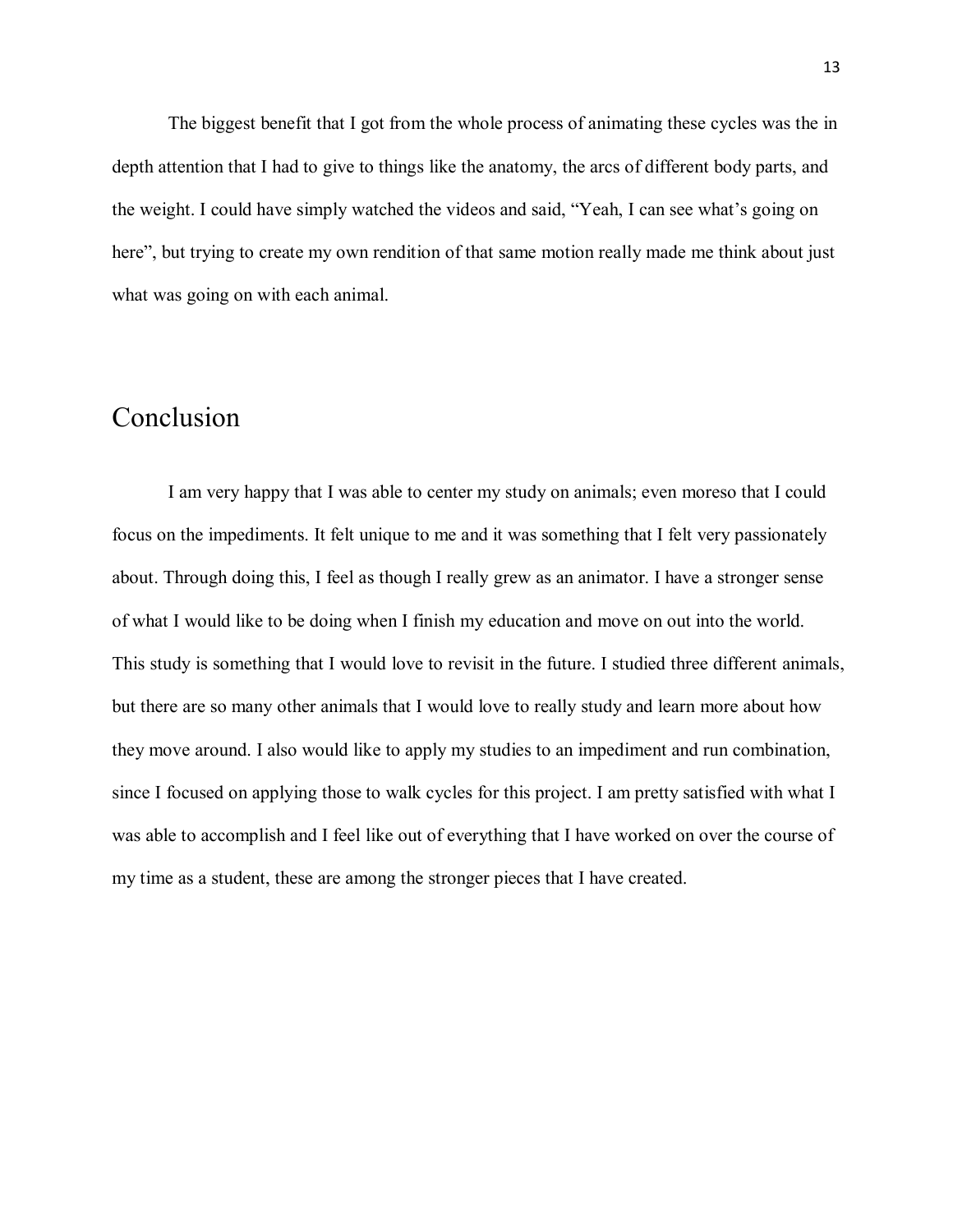The biggest benefit that I got from the whole process of animating these cycles was the in depth attention that I had to give to things like the anatomy, the arcs of different body parts, and the weight. I could have simply watched the videos and said, "Yeah, I can see what's going on here", but trying to create my own rendition of that same motion really made me think about just what was going on with each animal.

## Conclusion

I am very happy that I was able to center my study on animals; even moreso that I could focus on the impediments. It felt unique to me and it was something that I felt very passionately about. Through doing this, I feel as though I really grew as an animator. I have a stronger sense of what I would like to be doing when I finish my education and move on out into the world. This study is something that I would love to revisit in the future. I studied three different animals, but there are so many other animals that I would love to really study and learn more about how they move around. I also would like to apply my studies to an impediment and run combination, since I focused on applying those to walk cycles for this project. I am pretty satisfied with what I was able to accomplish and I feel like out of everything that I have worked on over the course of my time as a student, these are among the stronger pieces that I have created.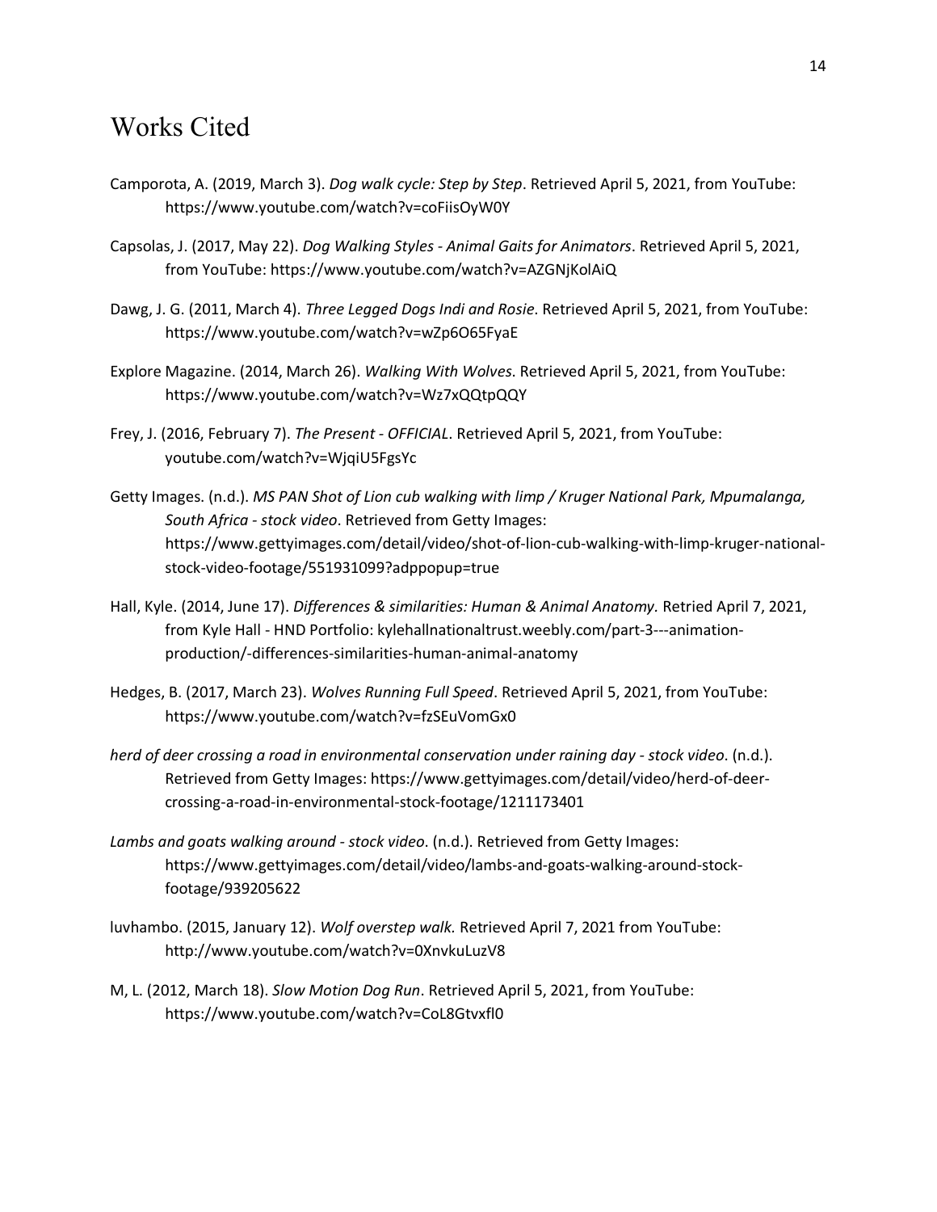# Works Cited

Camporota, A. (2019, March 3). *Dog walk cycle: Step by Step*. Retrieved April 5, 2021, from YouTube: https://www.youtube.com/watch?v=coFiisOyW0Y

Capsolas, J. (2017, May 22). *Dog Walking Styles - Animal Gaits for Animators*. Retrieved April 5, 2021, from YouTube: https://www.youtube.com/watch?v=AZGNjKolAiQ

Dawg, J. G. (2011, March 4). *Three Legged Dogs Indi and Rosie*. Retrieved April 5, 2021, from YouTube: https://www.youtube.com/watch?v=wZp6O65FyaE

Explore Magazine. (2014, March 26). *Walking With Wolves*. Retrieved April 5, 2021, from YouTube: https://www.youtube.com/watch?v=Wz7xQQtpQQY

Frey, J. (2016, February 7). *The Present - OFFICIAL*. Retrieved April 5, 2021, from YouTube: youtube.com/watch?v=WjqiU5FgsYc

Getty Images. (n.d.). *MS PAN Shot of Lion cub walking with limp / Kruger National Park, Mpumalanga, South Africa - stock video*. Retrieved from Getty Images: https://www.gettyimages.com/detail/video/shot-of-lion-cub-walking-with-limp-kruger-national-stock-video-footage/551931099?adppopup=true

Hall, Kyle. (2014, June 17). *Differences & similarities: Human & Animal Anatomy.* Retried April 7, 2021, from Kyle Hall - HND Portfolio: kylehallnationaltrust.weebly.com/part-3---animation-production/-differences-similarities-human-animal-anatomy

Hedges, B. (2017, March 23). *Wolves Running Full Speed*. Retrieved April 5, 2021, from YouTube: https://www.youtube.com/watch?v=fzSEuVomGx0

*herd of deer crossing a road in environmental conservation under raining day - stock video*. (n.d.). Retrieved from Getty Images: https://www.gettyimages.com/detail/video/herd-of-deer-crossing-a-road-in-environmental-stock-footage/1211173401

*Lambs and goats walking around - stock video*. (n.d.). Retrieved from Getty Images: https://www.gettyimages.com/detail/video/lambs-and-goats-walking-around-stock-footage/939205622

luvhambo. (2015, January 12). *Wolf overstep walk.* Retrieved April 7, 2021 from YouTube: http://www.youtube.com/watch?v=0XnvkuLuzV8

M, L. (2012, March 18). *Slow Motion Dog Run*. Retrieved April 5, 2021, from YouTube: https://www.youtube.com/watch?v=CoL8Gtvxfl0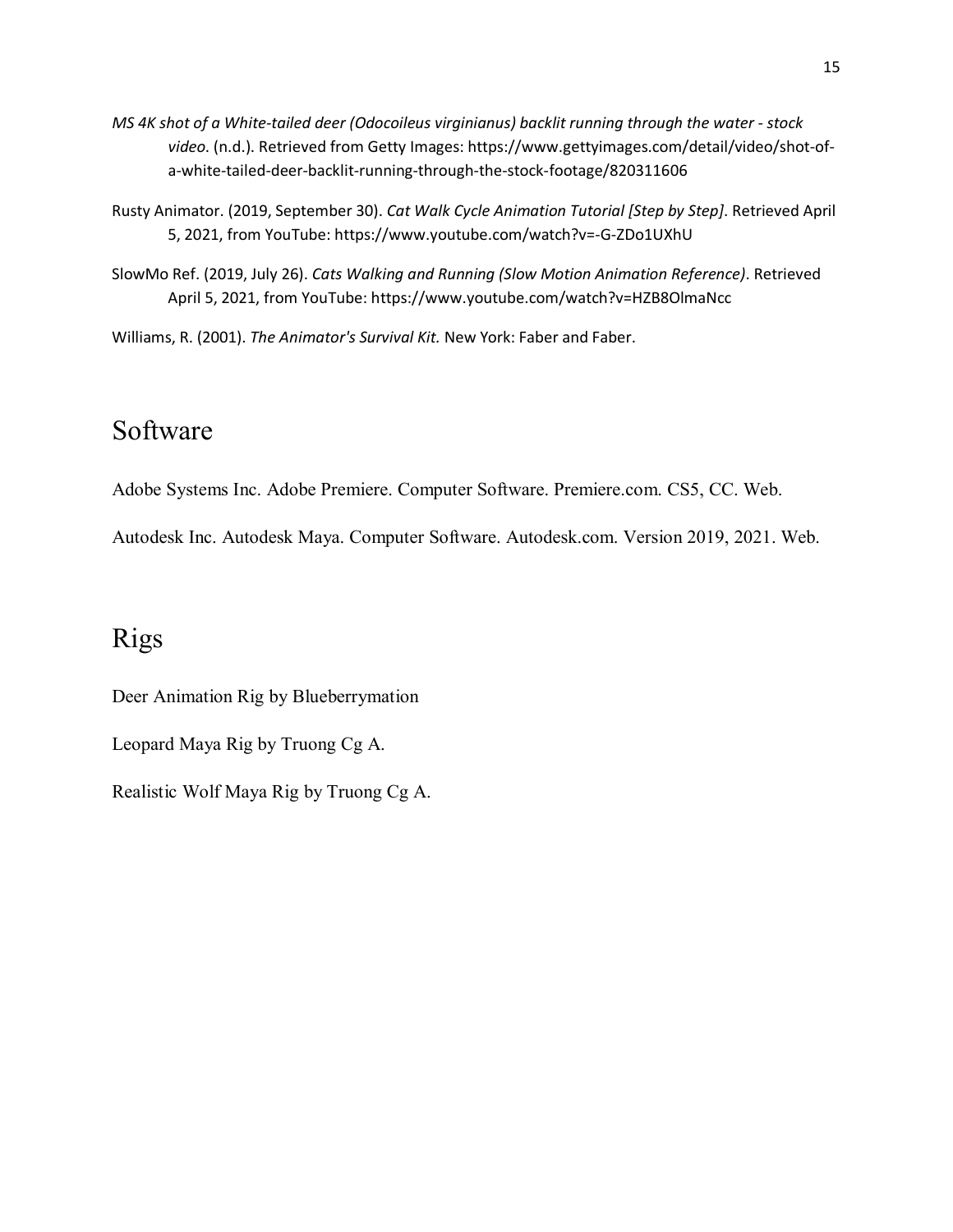*MS 4K shot of a White-tailed deer (Odocoileus virginianus) backlit running through the water - stock video*. (n.d.). Retrieved from Getty Images: https://www.gettyimages.com/detail/video/shot-of-a-white-tailed-deer-backlit-running-through-the-stock-footage/820311606

Rusty Animator. (2019, September 30). *Cat Walk Cycle Animation Tutorial [Step by Step]*. Retrieved April 5, 2021, from YouTube: https://www.youtube.com/watch?v=-G-ZDo1UXhU

SlowMo Ref. (2019, July 26). *Cats Walking and Running (Slow Motion Animation Reference)*. Retrieved April 5, 2021, from YouTube: https://www.youtube.com/watch?v=HZB8OlmaNcc

Williams, R. (2001). *The Animator's Survival Kit.* New York: Faber and Faber.

# Software

Adobe Systems Inc. Adobe Premiere. Computer Software. Premiere.com. CS5, CC. Web.

Autodesk Inc. Autodesk Maya. Computer Software. Autodesk.com. Version 2019, 2021. Web.

# Rigs

Deer Animation Rig by Blueberrymation

Leopard Maya Rig by Truong Cg A.

Realistic Wolf Maya Rig by Truong Cg A.